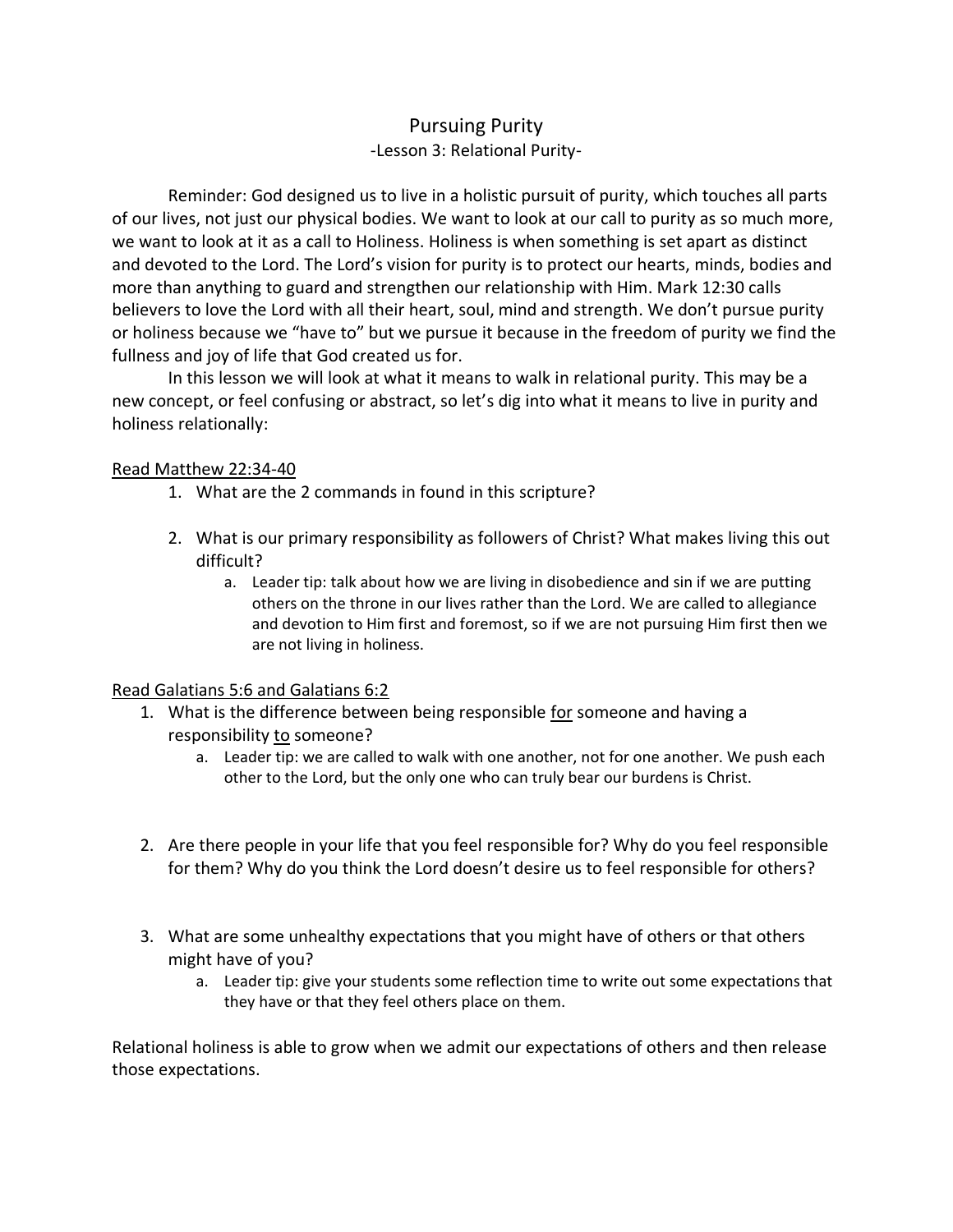# Pursuing Purity

## -Lesson 3: Relational Purity-

Reminder: God designed us to live in a holistic pursuit of purity, which touches all parts of our lives, not just our physical bodies. We want to look at our call to purity as so much more, we want to look at it as a call to Holiness. Holiness is when something is set apart as distinct and devoted to the Lord. The Lord's vision for purity is to protect our hearts, minds, bodies and more than anything to guard and strengthen our relationship with Him. Mark 12:30 calls believers to love the Lord with all their heart, soul, mind and strength. We don't pursue purity or holiness because we "have to" but we pursue it because in the freedom of purity we find the fullness and joy of life that God created us for.

In this lesson we will look at what it means to walk in relational purity. This may be a new concept, or feel confusing or abstract, so let's dig into what it means to live in purity and holiness relationally:

<u>Read Matthew 22:34-40</u>

1. What are the 2 commands in found in this scripture?
2. What is our primary responsibility as followers of Christ? What makes living this out difficult?
   a. Leader tip: talk about how we are living in disobedience and sin if we are putting others on the throne in our lives rather than the Lord. We are called to allegiance and devotion to Him first and foremost, so if we are not pursuing Him first then we are not living in holiness.

<u>Read Galatians 5:6 and Galatians 6:2</u>

1. What is the difference between being responsible <u>for</u> someone and having a responsibility <u>to</u> someone?
   a. Leader tip: we are called to walk with one another, not for one another. We push each other to the Lord, but the only one who can truly bear our burdens is Christ.
2. Are there people in your life that you feel responsible for? Why do you feel responsible for them? Why do you think the Lord doesn't desire us to feel responsible for others?
3. What are some unhealthy expectations that you might have of others or that others might have of you?
   a. Leader tip: give your students some reflection time to write out some expectations that they have or that they feel others place on them.

Relational holiness is able to grow when we admit our expectations of others and then release those expectations.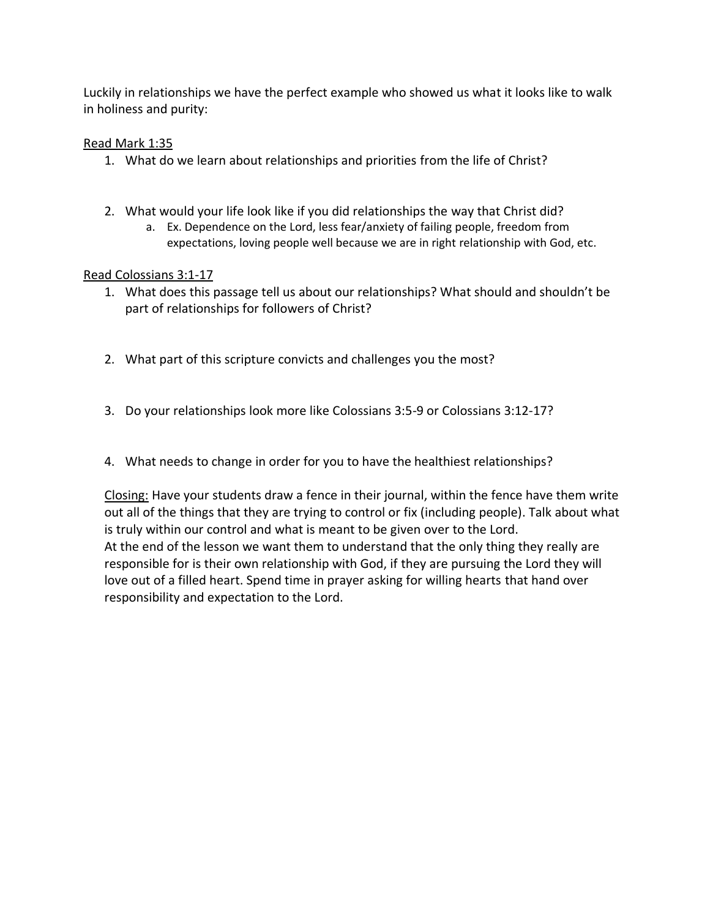Luckily in relationships we have the perfect example who showed us what it looks like to walk in holiness and purity:

<u>Read Mark 1:35</u>

1. What do we learn about relationships and priorities from the life of Christ?

2. What would your life look like if you did relationships the way that Christ did?
   a. Ex. Dependence on the Lord, less fear/anxiety of failing people, freedom from expectations, loving people well because we are in right relationship with God, etc.

<u>Read Colossians 3:1-17</u>

1. What does this passage tell us about our relationships? What should and shouldn't be part of relationships for followers of Christ?

2. What part of this scripture convicts and challenges you the most?

3. Do your relationships look more like Colossians 3:5-9 or Colossians 3:12-17?

4. What needs to change in order for you to have the healthiest relationships?

<u>Closing:</u> Have your students draw a fence in their journal, within the fence have them write out all of the things that they are trying to control or fix (including people). Talk about what is truly within our control and what is meant to be given over to the Lord.
At the end of the lesson we want them to understand that the only thing they really are responsible for is their own relationship with God, if they are pursuing the Lord they will love out of a filled heart. Spend time in prayer asking for willing hearts that hand over responsibility and expectation to the Lord.